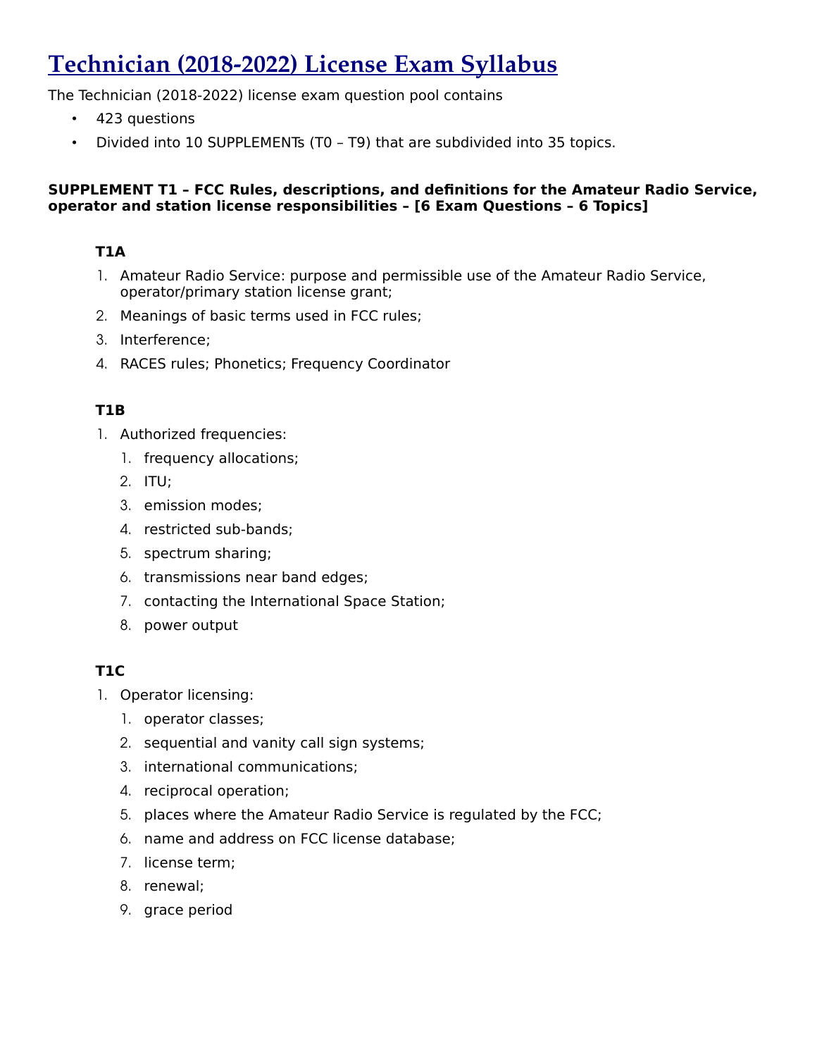# Technician (2018-2022) License Exam Syllabus

The Technician (2018-2022) license exam question pool contains

- 423 questions
- Divided into 10 SUPPLEMENTs (T0 – T9) that are subdivided into 35 topics.

**SUPPLEMENT T1 – FCC Rules, descriptions, and definitions for the Amateur Radio Service, operator and station license responsibilities – [6 Exam Questions – 6 Topics]**

**T1A**

1. Amateur Radio Service: purpose and permissible use of the Amateur Radio Service, operator/primary station license grant;
2. Meanings of basic terms used in FCC rules;
3. Interference;
4. RACES rules; Phonetics; Frequency Coordinator

**T1B**

1. Authorized frequencies:
    1. frequency allocations;
    2. ITU;
    3. emission modes;
    4. restricted sub-bands;
    5. spectrum sharing;
    6. transmissions near band edges;
    7. contacting the International Space Station;
    8. power output

**T1C**

1. Operator licensing:
    1. operator classes;
    2. sequential and vanity call sign systems;
    3. international communications;
    4. reciprocal operation;
    5. places where the Amateur Radio Service is regulated by the FCC;
    6. name and address on FCC license database;
    7. license term;
    8. renewal;
    9. grace period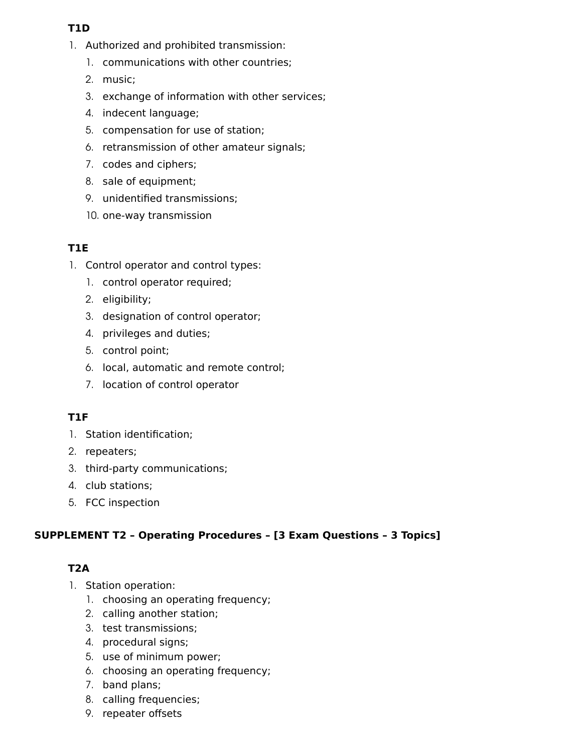**T1D**

1. Authorized and prohibited transmission:
    1. communications with other countries;
    2. music;
    3. exchange of information with other services;
    4. indecent language;
    5. compensation for use of station;
    6. retransmission of other amateur signals;
    7. codes and ciphers;
    8. sale of equipment;
    9. unidentified transmissions;
    10. one-way transmission

**T1E**

1. Control operator and control types:
    1. control operator required;
    2. eligibility;
    3. designation of control operator;
    4. privileges and duties;
    5. control point;
    6. local, automatic and remote control;
    7. location of control operator

**T1F**

1. Station identification;
2. repeaters;
3. third-party communications;
4. club stations;
5. FCC inspection

**SUPPLEMENT T2 – Operating Procedures – [3 Exam Questions – 3 Topics]**

**T2A**

1. Station operation:
    1. choosing an operating frequency;
    2. calling another station;
    3. test transmissions;
    4. procedural signs;
    5. use of minimum power;
    6. choosing an operating frequency;
    7. band plans;
    8. calling frequencies;
    9. repeater offsets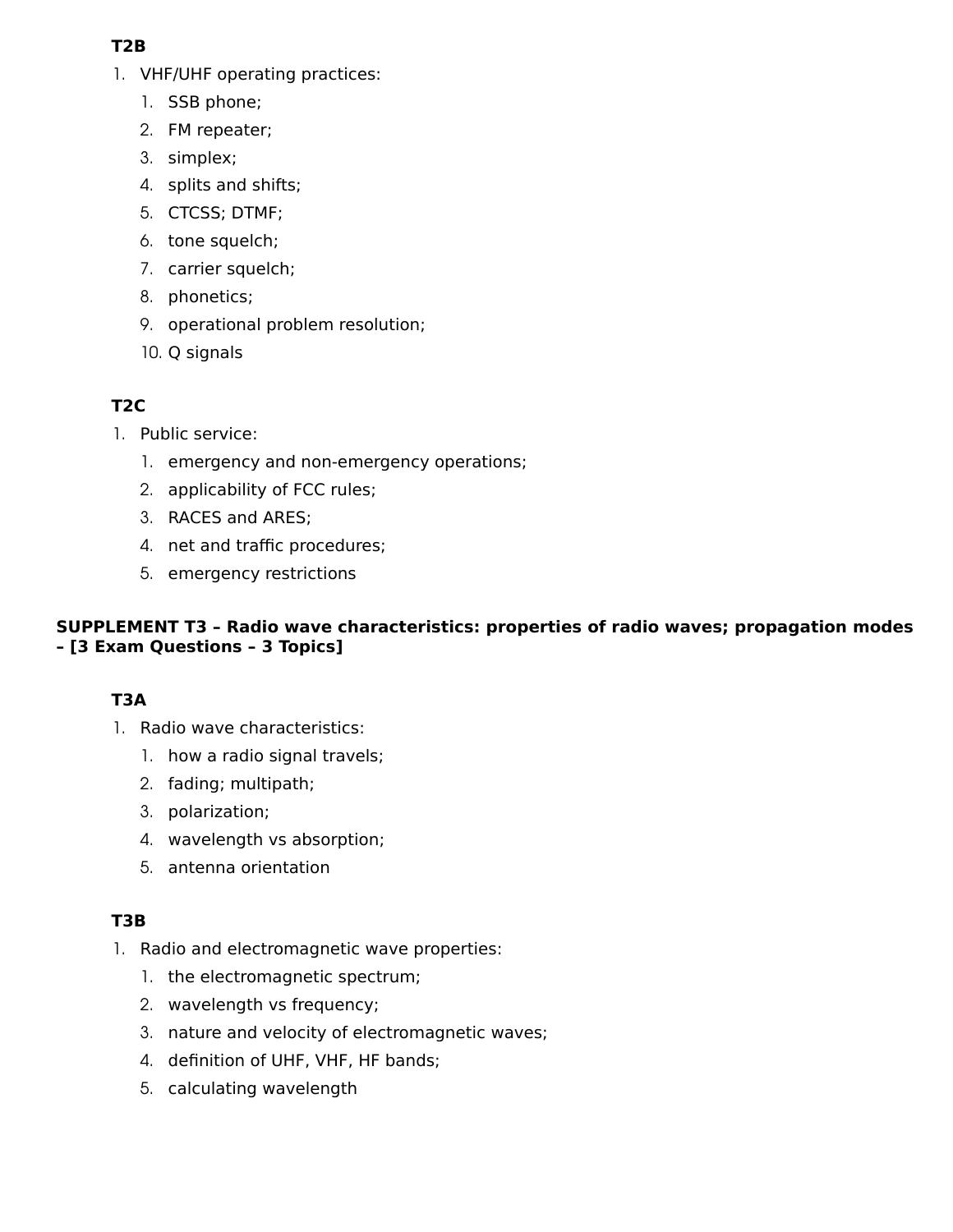**T2B**

1. VHF/UHF operating practices:
    1. SSB phone;
    2. FM repeater;
    3. simplex;
    4. splits and shifts;
    5. CTCSS; DTMF;
    6. tone squelch;
    7. carrier squelch;
    8. phonetics;
    9. operational problem resolution;
    10. Q signals

**T2C**

1. Public service:
    1. emergency and non-emergency operations;
    2. applicability of FCC rules;
    3. RACES and ARES;
    4. net and traffic procedures;
    5. emergency restrictions

**SUPPLEMENT T3 – Radio wave characteristics: properties of radio waves; propagation modes – [3 Exam Questions – 3 Topics]**

**T3A**

1. Radio wave characteristics:
    1. how a radio signal travels;
    2. fading; multipath;
    3. polarization;
    4. wavelength vs absorption;
    5. antenna orientation

**T3B**

1. Radio and electromagnetic wave properties:
    1. the electromagnetic spectrum;
    2. wavelength vs frequency;
    3. nature and velocity of electromagnetic waves;
    4. definition of UHF, VHF, HF bands;
    5. calculating wavelength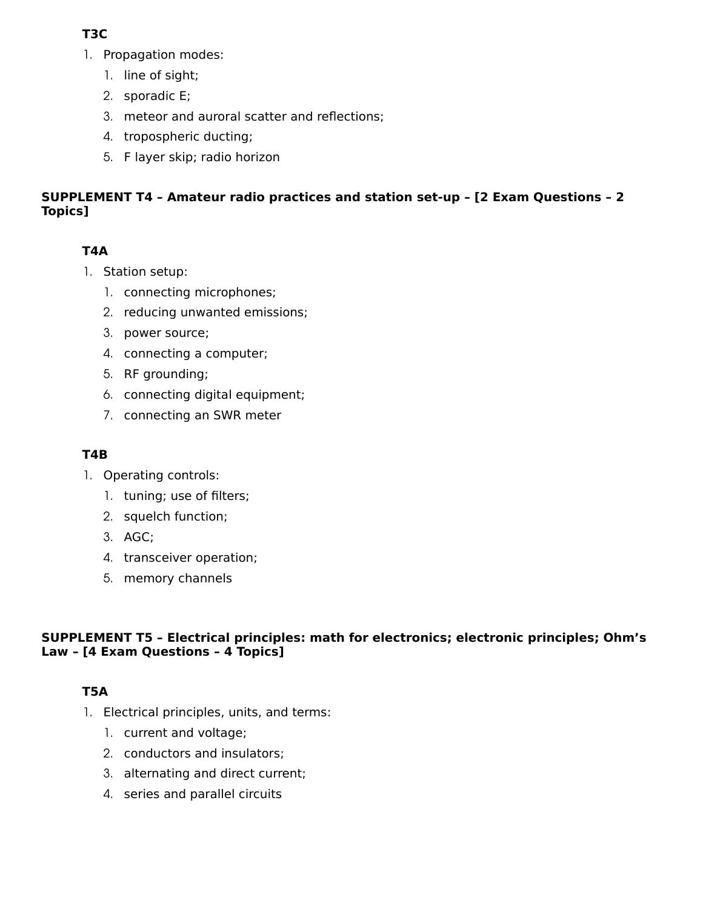**T3C**

1. Propagation modes:
   1. line of sight;
   2. sporadic E;
   3. meteor and auroral scatter and reflections;
   4. tropospheric ducting;
   5. F layer skip; radio horizon

## SUPPLEMENT T4 – Amateur radio practices and station set-up – [2 Exam Questions – 2 Topics]

**T4A**

1. Station setup:
   1. connecting microphones;
   2. reducing unwanted emissions;
   3. power source;
   4. connecting a computer;
   5. RF grounding;
   6. connecting digital equipment;
   7. connecting an SWR meter

**T4B**

1. Operating controls:
   1. tuning; use of filters;
   2. squelch function;
   3. AGC;
   4. transceiver operation;
   5. memory channels

## SUPPLEMENT T5 – Electrical principles: math for electronics; electronic principles; Ohm's Law – [4 Exam Questions – 4 Topics]

**T5A**

1. Electrical principles, units, and terms:
   1. current and voltage;
   2. conductors and insulators;
   3. alternating and direct current;
   4. series and parallel circuits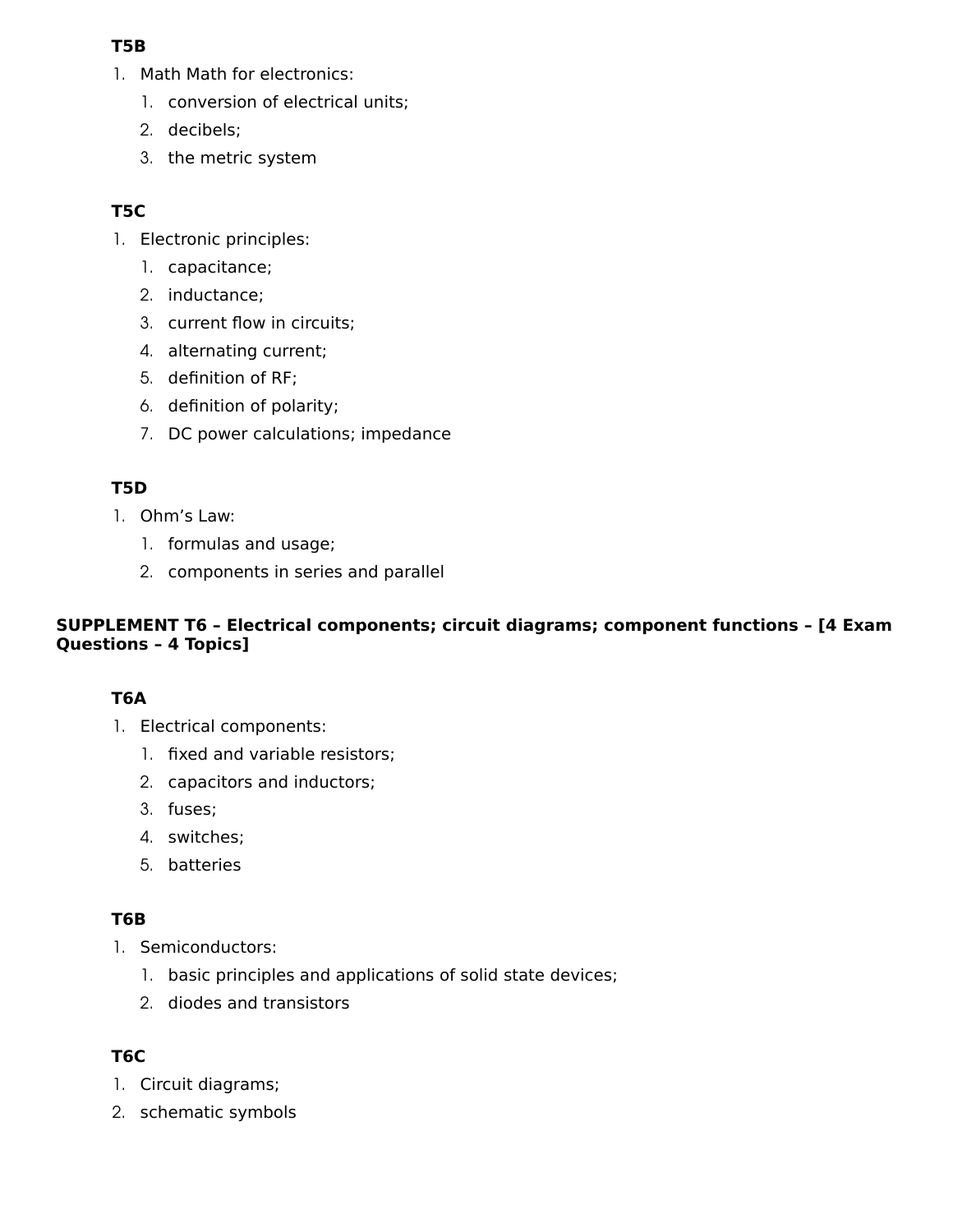**T5B**

1. Math Math for electronics:
    1. conversion of electrical units;
    2. decibels;
    3. the metric system

**T5C**

1. Electronic principles:
    1. capacitance;
    2. inductance;
    3. current flow in circuits;
    4. alternating current;
    5. definition of RF;
    6. definition of polarity;
    7. DC power calculations; impedance

**T5D**

1. Ohm’s Law:
    1. formulas and usage;
    2. components in series and parallel

**SUPPLEMENT T6 – Electrical components; circuit diagrams; component functions – [4 Exam Questions – 4 Topics]**

**T6A**

1. Electrical components:
    1. fixed and variable resistors;
    2. capacitors and inductors;
    3. fuses;
    4. switches;
    5. batteries

**T6B**

1. Semiconductors:
    1. basic principles and applications of solid state devices;
    2. diodes and transistors

**T6C**

1. Circuit diagrams;
2. schematic symbols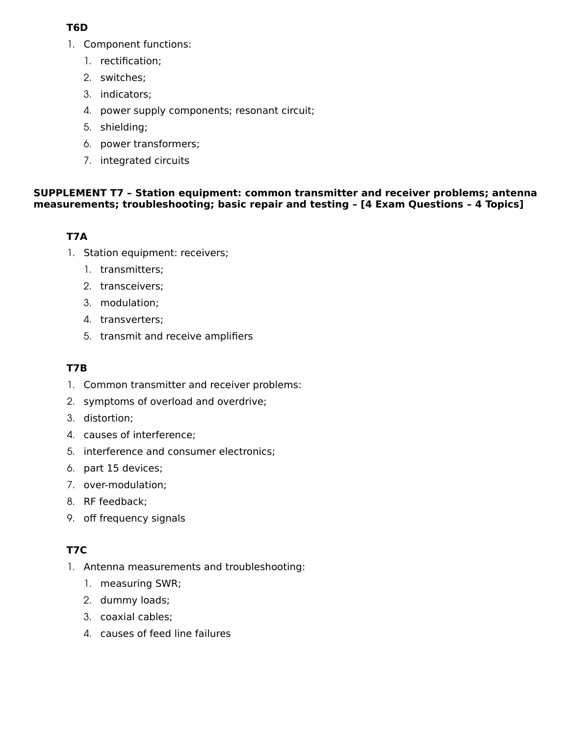**T6D**

1. Component functions:
    1. rectification;
    2. switches;
    3. indicators;
    4. power supply components; resonant circuit;
    5. shielding;
    6. power transformers;
    7. integrated circuits

**SUPPLEMENT T7 – Station equipment: common transmitter and receiver problems; antenna measurements; troubleshooting; basic repair and testing – [4 Exam Questions – 4 Topics]**

**T7A**

1. Station equipment: receivers;
    1. transmitters;
    2. transceivers;
    3. modulation;
    4. transverters;
    5. transmit and receive amplifiers

**T7B**

1. Common transmitter and receiver problems:
2. symptoms of overload and overdrive;
3. distortion;
4. causes of interference;
5. interference and consumer electronics;
6. part 15 devices;
7. over-modulation;
8. RF feedback;
9. off frequency signals

**T7C**

1. Antenna measurements and troubleshooting:
    1. measuring SWR;
    2. dummy loads;
    3. coaxial cables;
    4. causes of feed line failures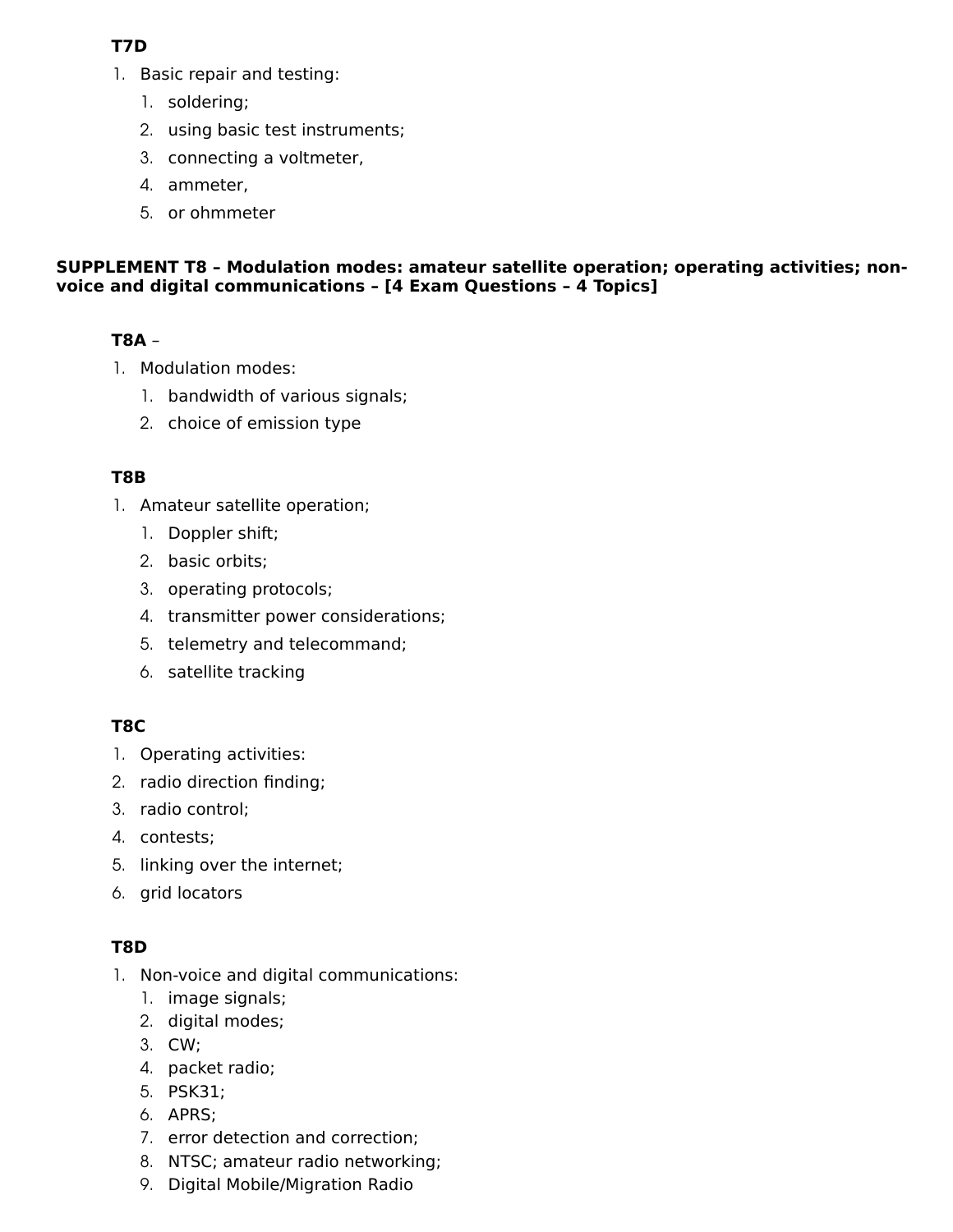**T7D**

1. Basic repair and testing:
    1. soldering;
    2. using basic test instruments;
    3. connecting a voltmeter,
    4. ammeter,
    5. or ohmmeter

**SUPPLEMENT T8 – Modulation modes: amateur satellite operation; operating activities; non-voice and digital communications – [4 Exam Questions – 4 Topics]**

**T8A** –

1. Modulation modes:
    1. bandwidth of various signals;
    2. choice of emission type

**T8B**

1. Amateur satellite operation;
    1. Doppler shift;
    2. basic orbits;
    3. operating protocols;
    4. transmitter power considerations;
    5. telemetry and telecommand;
    6. satellite tracking

**T8C**

1. Operating activities:
2. radio direction finding;
3. radio control;
4. contests;
5. linking over the internet;
6. grid locators

**T8D**

1. Non-voice and digital communications:
    1. image signals;
    2. digital modes;
    3. CW;
    4. packet radio;
    5. PSK31;
    6. APRS;
    7. error detection and correction;
    8. NTSC; amateur radio networking;
    9. Digital Mobile/Migration Radio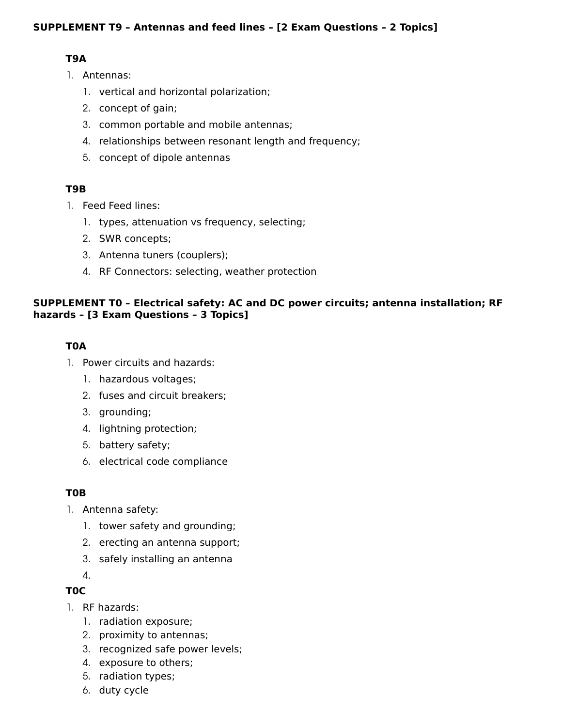**SUPPLEMENT T9 – Antennas and feed lines – [2 Exam Questions – 2 Topics]**

**T9A**

1. Antennas:
   1. vertical and horizontal polarization;
   2. concept of gain;
   3. common portable and mobile antennas;
   4. relationships between resonant length and frequency;
   5. concept of dipole antennas

**T9B**

1. Feed Feed lines:
   1. types, attenuation vs frequency, selecting;
   2. SWR concepts;
   3. Antenna tuners (couplers);
   4. RF Connectors: selecting, weather protection

**SUPPLEMENT T0 – Electrical safety: AC and DC power circuits; antenna installation; RF hazards – [3 Exam Questions – 3 Topics]**

**T0A**

1. Power circuits and hazards:
   1. hazardous voltages;
   2. fuses and circuit breakers;
   3. grounding;
   4. lightning protection;
   5. battery safety;
   6. electrical code compliance

**T0B**

1. Antenna safety:
   1. tower safety and grounding;
   2. erecting an antenna support;
   3. safely installing an antenna
   4. 

**T0C**

1. RF hazards:
   1. radiation exposure;
   2. proximity to antennas;
   3. recognized safe power levels;
   4. exposure to others;
   5. radiation types;
   6. duty cycle